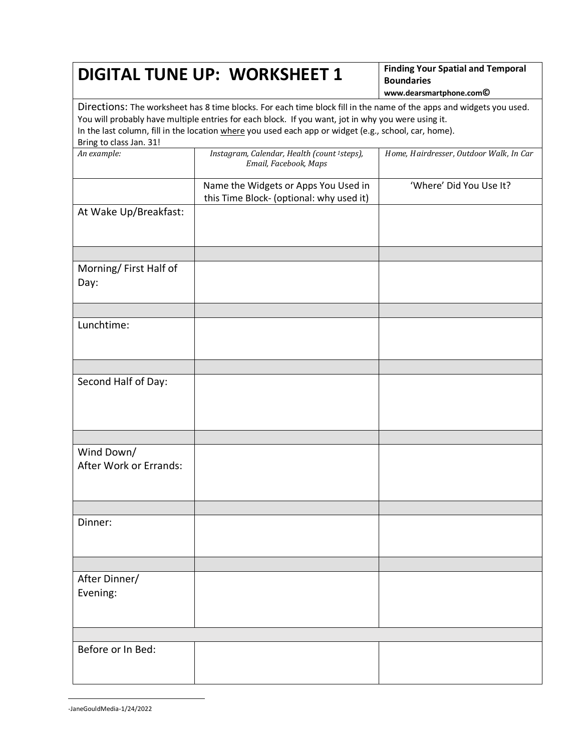| DIGITAL TUNE UP: WORKSHEET 1 | | **Finding Your Spatial and Temporal Boundaries** **www.dearsmartphone.com©** |
|---|---|---|
| Directions: The worksheet has 8 time blocks. For each time block fill in the name of the apps and widgets you used. You will probably have multiple entries for each block. If you want, jot in why you were using it. In the last column, fill in the location where you used each app or widget (e.g., school, car, home). Bring to class Jan. 31! | | |
| *An example:* | *Instagram, Calendar, Health (count [1]steps), Email, Facebook, Maps* | *Home, Hairdresser, Outdoor Walk, In Car* |
| | Name the Widgets or Apps You Used in this Time Block- (optional: why used it) | 'Where' Did You Use It? |
| At Wake Up/Breakfast: | | |
| | | |
| Morning/ First Half of Day: | | |
| | | |
| Lunchtime: | | |
| | | |
| Second Half of Day: | | |
| | | |
| Wind Down/ After Work or Errands: | | |
| | | |
| Dinner: | | |
| | | |
| After Dinner/ Evening: | | |
| | | |
| Before or In Bed: | | |

-JaneGouldMedia-1/24/2022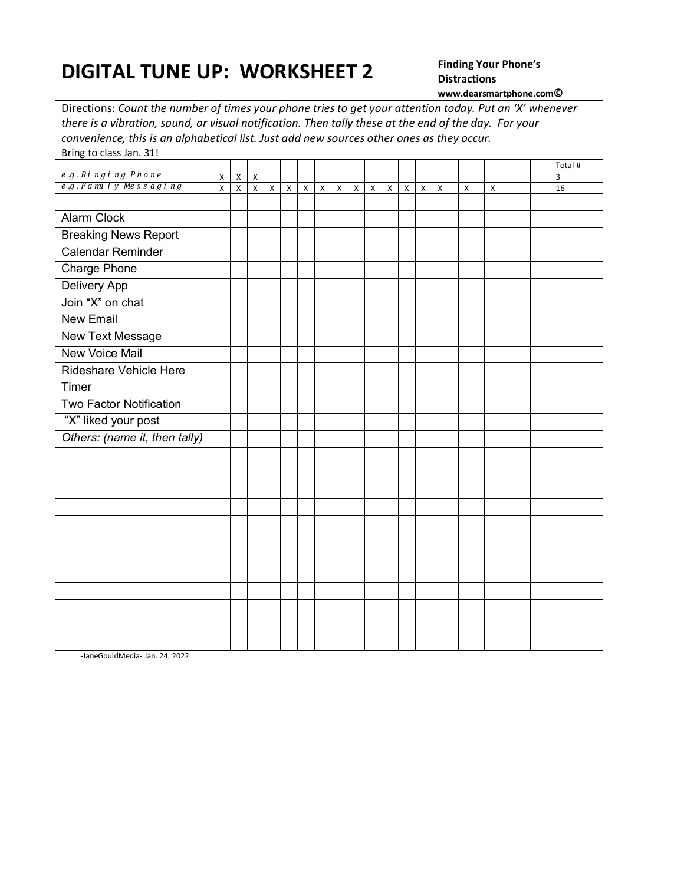# DIGITAL TUNE UP: WORKSHEET 2

**Finding Your Phone's Distractions**
**www.dearsmartphone.com©**

Directions: *Count the number of times your phone tries to get your attention today. Put an 'X' whenever there is a vibration, sound, or visual notification. Then tally these at the end of the day. For your convenience, this is an alphabetical list. Just add new sources other ones as they occur.*
Bring to class Jan. 31!

| | | | | | | | | | | | | | | | | | | | | Total # |
|---|---|---|---|---|---|---|---|---|---|---|---|---|---|---|---|---|---|---|---|---|
| *e.g. Ringing Phone* | X | X | X | | | | | | | | | | | | | | | | | 3 |
| *e.g. Family Messaging* | X | X | X | X | X | X | X | X | X | X | X | X | X | X | X | X | | | | 16 |
| | | | | | | | | | | | | | | | | | | | | |
| Alarm Clock | | | | | | | | | | | | | | | | | | | | |
| Breaking News Report | | | | | | | | | | | | | | | | | | | | |
| Calendar Reminder | | | | | | | | | | | | | | | | | | | | |
| Charge Phone | | | | | | | | | | | | | | | | | | | | |
| Delivery App | | | | | | | | | | | | | | | | | | | | |
| Join "X" on chat | | | | | | | | | | | | | | | | | | | | |
| New Email | | | | | | | | | | | | | | | | | | | | |
| New Text Message | | | | | | | | | | | | | | | | | | | | |
| New Voice Mail | | | | | | | | | | | | | | | | | | | | |
| Rideshare Vehicle Here | | | | | | | | | | | | | | | | | | | | |
| Timer | | | | | | | | | | | | | | | | | | | | |
| Two Factor Notification | | | | | | | | | | | | | | | | | | | | |
| "X" liked your post | | | | | | | | | | | | | | | | | | | | |
| *Others: (name it, then tally)* | | | | | | | | | | | | | | | | | | | | |
| | | | | | | | | | | | | | | | | | | | | |
| | | | | | | | | | | | | | | | | | | | | |
| | | | | | | | | | | | | | | | | | | | | |
| | | | | | | | | | | | | | | | | | | | | |
| | | | | | | | | | | | | | | | | | | | | |
| | | | | | | | | | | | | | | | | | | | | |
| | | | | | | | | | | | | | | | | | | | | |
| | | | | | | | | | | | | | | | | | | | | |
| | | | | | | | | | | | | | | | | | | | | |
| | | | | | | | | | | | | | | | | | | | | |
| | | | | | | | | | | | | | | | | | | | | |
| | | | | | | | | | | | | | | | | | | | | |

-JaneGouldMedia- Jan. 24, 2022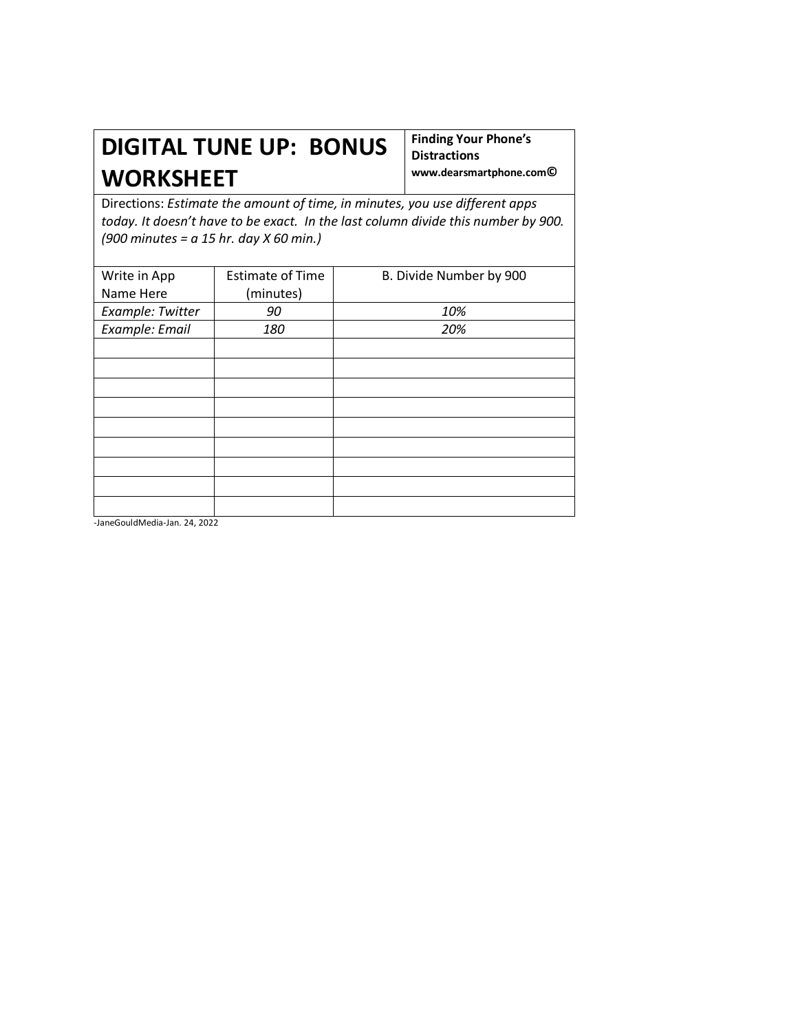# DIGITAL TUNE UP: BONUS WORKSHEET

**Finding Your Phone's Distractions**
**www.dearsmartphone.com©**

Directions: *Estimate the amount of time, in minutes, you use different apps today. It doesn't have to be exact. In the last column divide this number by 900. (900 minutes = a 15 hr. day X 60 min.)*

| Write in App Name Here | Estimate of Time (minutes) | B. Divide Number by 900 |
|---|---|---|
| *Example: Twitter* | *90* | *10%* |
| *Example: Email* | *180* | *20%* |
| | | |
| | | |
| | | |
| | | |
| | | |
| | | |
| | | |
| | | |
| | | |

-JaneGouldMedia-Jan. 24, 2022